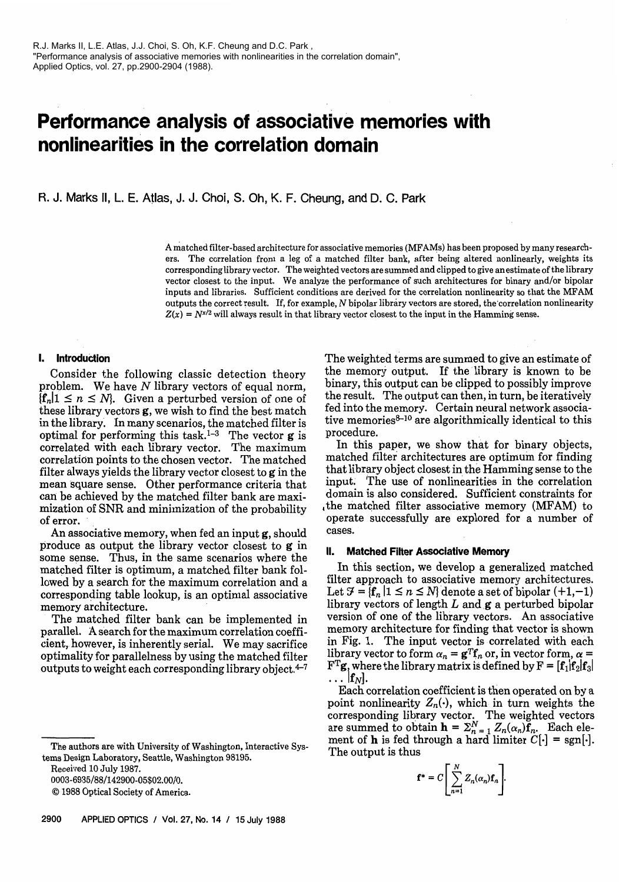R.J. Marks II, L.E. Atlas, J.J. Choi, S. Oh, K.F. Cheung and D.C. Park ,
"Performance analysis of associative memories with nonlinearities in the correlation domain",
Applied Optics, vol. 27, pp.2900-2904 (1988).

# Performance analysis of associative memories with nonlinearities in the correlation domain

R. J. Marks II, L. E. Atlas, J. J. Choi, S. Oh, K. F. Cheung, and D. C. Park

A matched filter-based architecture for associative memories (MFAMs) has been proposed by many researchers. The correlation from a leg of a matched filter bank, after being altered nonlinearly, weights its corresponding library vector. The weighted vectors are summed and clipped to give an estimate of the library vector closest to the input. We analyze the performance of such architectures for binary and/or bipolar inputs and libraries. Sufficient conditions are derived for the correlation nonlinearity so that the MFAM outputs the correct result. If, for example, $N$ bipolar library vectors are stored, the correlation nonlinearity $Z(x) = N^{x/2}$ will always result in that library vector closest to the input in the Hamming sense.

## I. Introduction

Consider the following classic detection theory problem. We have $N$ library vectors of equal norm, $\{\mathbf{f}_n | 1 \leq n \leq N\}$. Given a perturbed version of one of these library vectors $\mathbf{g}$, we wish to find the best match in the library. In many scenarios, the matched filter is optimal for performing this task.[1-3] The vector $\mathbf{g}$ is correlated with each library vector. The maximum correlation points to the chosen vector. The matched filter always yields the library vector closest to $\mathbf{g}$ in the mean square sense. Other performance criteria that can be achieved by the matched filter bank are maximization of SNR and minimization of the probability of error.

An associative memory, when fed an input $\mathbf{g}$, should produce as output the library vector closest to $\mathbf{g}$ in some sense. Thus, in the same scenarios where the matched filter is optimum, a matched filter bank followed by a search for the maximum correlation and a corresponding table lookup, is an optimal associative memory architecture.

The matched filter bank can be implemented in parallel. A search for the maximum correlation coefficient, however, is inherently serial. We may sacrifice optimality for parallelness by using the matched filter outputs to weight each corresponding library object.[4-7] The weighted terms are summed to give an estimate of the memory output. If the library is known to be binary, this output can be clipped to possibly improve the result. The output can then, in turn, be iteratively fed into the memory. Certain neural network associative memories[8-10] are algorithmically identical to this procedure.

In this paper, we show that for binary objects, matched filter architectures are optimum for finding that library object closest in the Hamming sense to the input. The use of nonlinearities in the correlation domain is also considered. Sufficient constraints for the matched filter associative memory (MFAM) to operate successfully are explored for a number of cases.

## II. Matched Filter Associative Memory

In this section, we develop a generalized matched filter approach to associative memory architectures. Let $\mathcal{F} = \{\mathbf{f}_n | 1 \leq n \leq N\}$ denote a set of bipolar (+1,−1) library vectors of length $L$ and $\mathbf{g}$ a perturbed bipolar version of one of the library vectors. An associative memory architecture for finding that vector is shown in Fig. 1. The input vector is correlated with each library vector to form $\alpha_n = \mathbf{g}^T\mathbf{f}_n$ or, in vector form, $\alpha = F^T\mathbf{g}$, where the library matrix is defined by $F = [\mathbf{f}_1|\mathbf{f}_2|\mathbf{f}_3| \ldots |\mathbf{f}_N]$.

Each correlation coefficient is then operated on by a point nonlinearity $Z_n(\cdot)$, which in turn weights the corresponding library vector. The weighted vectors are summed to obtain $\mathbf{h} = \sum_{n=1}^{N} Z_n(\alpha_n)\mathbf{f}_n$. Each element of $\mathbf{h}$ is fed through a hard limiter $C[\cdot] = \text{sgn}[\cdot]$. The output is thus

$$\mathbf{f}^* = C\left[\sum_{n=1}^{N} Z_n(\alpha_n)\mathbf{f}_n\right].$$

The authors are with University of Washington, Interactive Systems Design Laboratory, Seattle, Washington 98195.

Received 10 July 1987.

0003-6935/88/142900-05$02.00/0.

© 1988 Optical Society of America.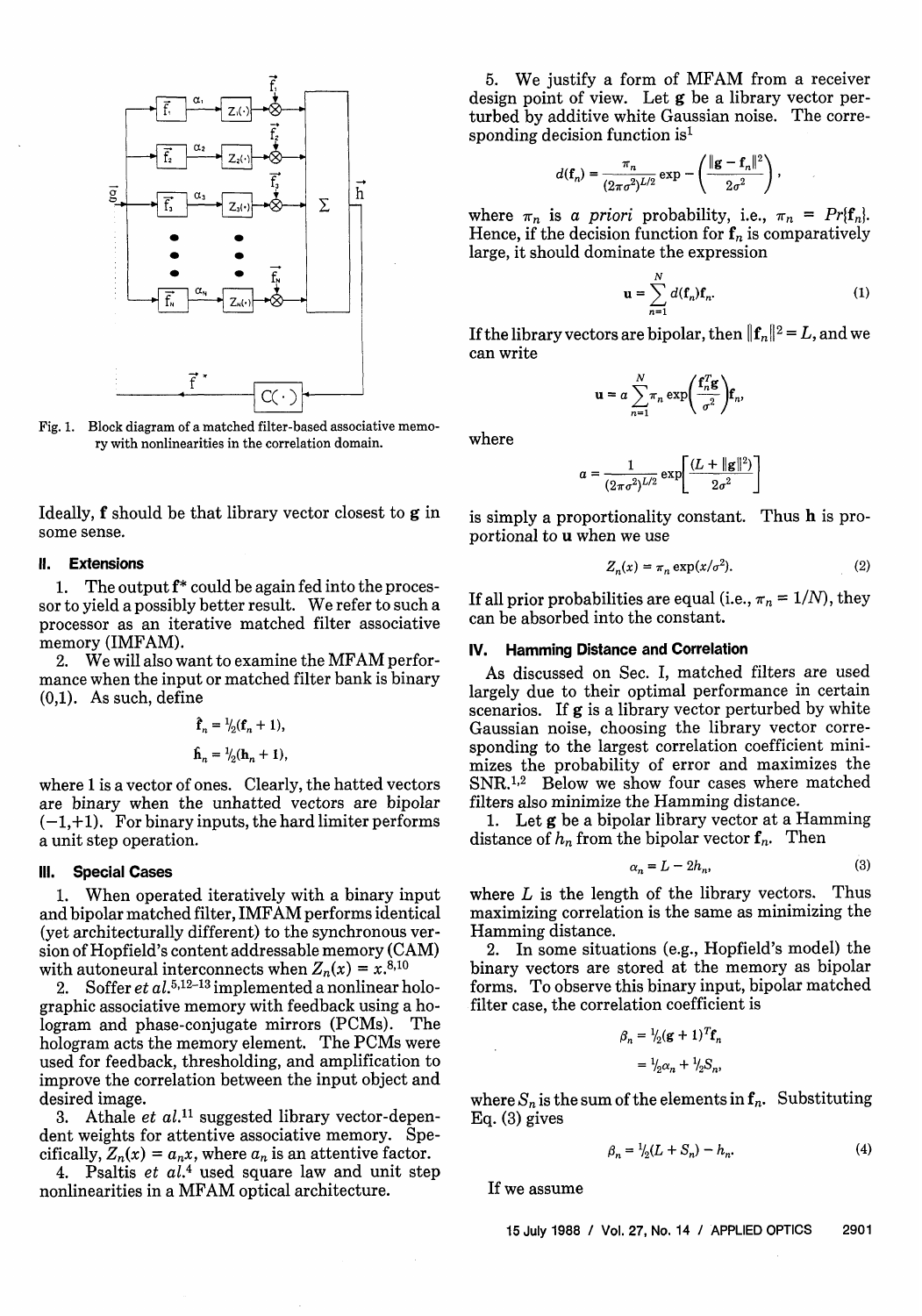Fig. 1. Block diagram of a matched filter-based associative memory with nonlinearities in the correlation domain.

Ideally, **f** should be that library vector closest to **g** in some sense.

## II. Extensions

1. The output **f*** could be again fed into the processor to yield a possibly better result. We refer to such a processor as an iterative matched filter associative memory (IMFAM).

2. We will also want to examine the MFAM performance when the input or matched filter bank is binary (0,1). As such, define

$$\hat{\mathbf{f}}_n = \tfrac{1}{2}(\mathbf{f}_n + 1),$$

$$\hat{\mathbf{h}}_n = \tfrac{1}{2}(\mathbf{h}_n + 1),$$

where 1 is a vector of ones. Clearly, the hatted vectors are binary when the unhatted vectors are bipolar (−1,+1). For binary inputs, the hard limiter performs a unit step operation.

## III. Special Cases

1. When operated iteratively with a binary input and bipolar matched filter, IMFAM performs identical (yet architecturally different) to the synchronous version of Hopfield's content addressable memory (CAM) with autoneural interconnects when $Z_n(x) = x$.[8,10]

2. Soffer *et al.*[5,12–13] implemented a nonlinear holographic associative memory with feedback using a hologram and phase-conjugate mirrors (PCMs). The hologram acts the memory element. The PCMs were used for feedback, thresholding, and amplification to improve the correlation between the input object and desired image.

3. Athale *et al.*[11] suggested library vector-dependent weights for attentive associative memory. Specifically, $Z_n(x) = a_n x$, where $a_n$ is an attentive factor.

4. Psaltis *et al.*[4] used square law and unit step nonlinearities in a MFAM optical architecture.

5. We justify a form of MFAM from a receiver design point of view. Let **g** be a library vector perturbed by additive white Gaussian noise. The corresponding decision function is[1]

$$d(\mathbf{f}_n) = \frac{\pi_n}{(2\pi\sigma^2)^{L/2}} \exp -\left(\frac{\|\mathbf{g} - \mathbf{f}_n\|^2}{2\sigma^2}\right),$$

where $\pi_n$ is *a priori* probability, i.e., $\pi_n = Pr\{\mathbf{f}_n\}$. Hence, if the decision function for $\mathbf{f}_n$ is comparatively large, it should dominate the expression

$$\mathbf{u} = \sum_{n=1}^{N} d(\mathbf{f}_n)\mathbf{f}_n. \tag{1}$$

If the library vectors are bipolar, then $\|\mathbf{f}_n\|^2 = L$, and we can write

$$\mathbf{u} = a \sum_{n=1}^{N} \pi_n \exp\left(\frac{\mathbf{f}_n^T\mathbf{g}}{\sigma^2}\right)\mathbf{f}_n,$$

where

$$a = \frac{1}{(2\pi\sigma^2)^{L/2}} \exp\left[\frac{(L + \|\mathbf{g}\|^2)}{2\sigma^2}\right]$$

is simply a proportionality constant. Thus **h** is proportional to **u** when we use

$$Z_n(x) = \pi_n \exp(x/\sigma^2). \tag{2}$$

If all prior probabilities are equal (i.e., $\pi_n = 1/N$), they can be absorbed into the constant.

## IV. Hamming Distance and Correlation

As discussed on Sec. I, matched filters are used largely due to their optimal performance in certain scenarios. If **g** is a library vector perturbed by white Gaussian noise, choosing the library vector corresponding to the largest correlation coefficient minimizes the probability of error and maximizes the SNR.[1,2] Below we show four cases where matched filters also minimize the Hamming distance.

1. Let **g** be a bipolar library vector at a Hamming distance of $h_n$ from the bipolar vector $\mathbf{f}_n$. Then

$$\alpha_n = L - 2h_n, \tag{3}$$

where $L$ is the length of the library vectors. Thus maximizing correlation is the same as minimizing the Hamming distance.

2. In some situations (e.g., Hopfield's model) the binary vectors are stored at the memory as bipolar forms. To observe this binary input, bipolar matched filter case, the correlation coefficient is

$$\beta_n = \tfrac{1}{2}(\mathbf{g} + 1)^T\mathbf{f}_n$$

$$= \tfrac{1}{2}\alpha_n + \tfrac{1}{2}S_n,$$

where $S_n$ is the sum of the elements in $\mathbf{f}_n$. Substituting Eq. (3) gives

$$\beta_n = \tfrac{1}{2}(L + S_n) - h_n. \tag{4}$$

If we assume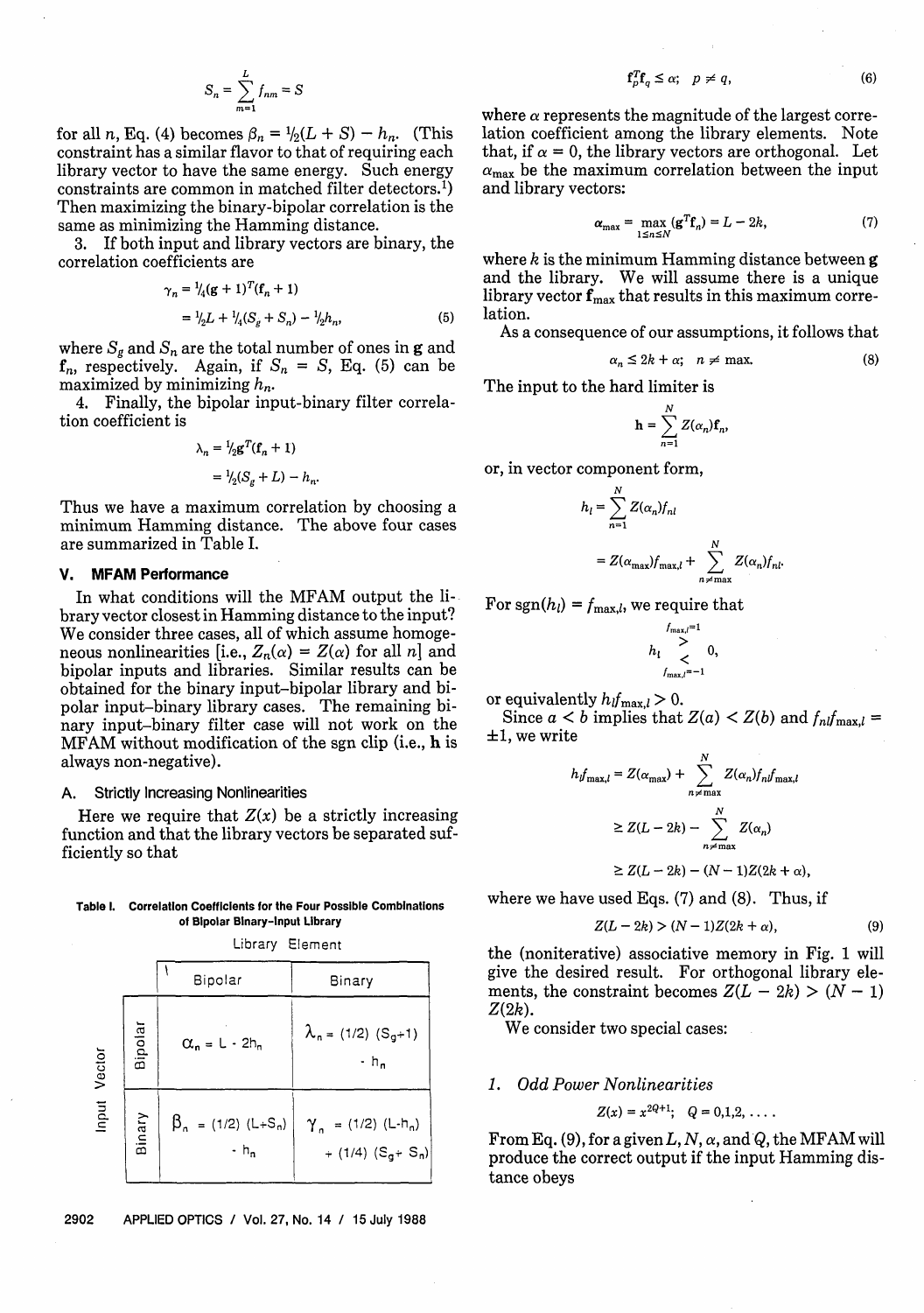$$S_n = \sum_{m=1}^{L} f_{nm} = S$$

for all $n$, Eq. (4) becomes $\beta_n = \frac{1}{2}(L + S) - h_n$. (This constraint has a similar flavor to that of requiring each library vector to have the same energy. Such energy constraints are common in matched filter detectors.[1]) Then maximizing the binary-bipolar correlation is the same as minimizing the Hamming distance.

3. If both input and library vectors are binary, the correlation coefficients are

$$\gamma_n = \tfrac{1}{4}(\mathbf{g} + 1)^T(\mathbf{f}_n + 1)$$
$$= \tfrac{1}{2}L + \tfrac{1}{4}(S_g + S_n) - \tfrac{1}{2}h_n, \tag{5}$$

where $S_g$ and $S_n$ are the total number of ones in $\mathbf{g}$ and $\mathbf{f}_n$, respectively. Again, if $S_n = S$, Eq. (5) can be maximized by minimizing $h_n$.

4. Finally, the bipolar input-binary filter correlation coefficient is

$$\lambda_n = \tfrac{1}{2}\mathbf{g}^T(\mathbf{f}_n + 1)$$
$$= \tfrac{1}{2}(S_g + L) - h_n.$$

Thus we have a maximum correlation by choosing a minimum Hamming distance. The above four cases are summarized in Table I.

## V. MFAM Performance

In what conditions will the MFAM output the library vector closest in Hamming distance to the input? We consider three cases, all of which assume homogeneous nonlinearities [i.e., $Z_n(\alpha) = Z(\alpha)$ for all $n$] and bipolar inputs and libraries. Similar results can be obtained for the binary input–bipolar library and bipolar input–binary library cases. The remaining binary input–binary filter case will not work on the MFAM without modification of the sgn clip (i.e., $\mathbf{h}$ is always non-negative).

### A. Strictly Increasing Nonlinearities

Here we require that $Z(x)$ be a strictly increasing function and that the library vectors be separated sufficiently so that

**Table I. Correlation Coefficients for the Four Possible Combinations of Bipolar Binary-Input Library**

| Input Vector \ Library Element | Bipolar | Binary |
|---|---|---|
| Bipolar | $\alpha_n = L - 2h_n$ | $\lambda_n = (1/2)(S_g + 1) - h_n$ |
| Binary | $\beta_n = (1/2)(L + S_n) - h_n$ | $\gamma_n = (1/2)(L - h_n) + (1/4)(S_g + S_n)$ |

$$\mathbf{f}_p^T\mathbf{f}_q \le \alpha; \quad p \ne q, \tag{6}$$

where $\alpha$ represents the magnitude of the largest correlation coefficient among the library elements. Note that, if $\alpha = 0$, the library vectors are orthogonal. Let $\alpha_{max}$ be the maximum correlation between the input and library vectors:

$$\alpha_{max} = \max_{1 \le n \le N} (\mathbf{g}^T\mathbf{f}_n) = L - 2k, \tag{7}$$

where $k$ is the minimum Hamming distance between $\mathbf{g}$ and the library. We will assume there is a unique library vector $\mathbf{f}_{max}$ that results in this maximum correlation.

As a consequence of our assumptions, it follows that

$$\alpha_n \le 2k + \alpha; \quad n \ne \max. \tag{8}$$

The input to the hard limiter is

$$\mathbf{h} = \sum_{n=1}^{N} Z(\alpha_n)\mathbf{f}_n,$$

or, in vector component form,

$$h_l = \sum_{n=1}^{N} Z(\alpha_n) f_{nl}$$
$$= Z(\alpha_{max}) f_{max,l} + \sum_{n \ne max}^{N} Z(\alpha_n) f_{nl}.$$

For $\mathrm{sgn}(h_l) = f_{max,l}$, we require that

$$h_l \underset{f_{max,l}=-1}{\overset{f_{max,l}=1}{\gtrless}} 0,$$

or equivalently $h_l f_{max,l} > 0$.

Since $a < b$ implies that $Z(a) < Z(b)$ and $f_{nl}f_{max,l} = \pm 1$, we write

$$h_l f_{max,l} = Z(\alpha_{max}) + \sum_{n \ne max}^{N} Z(\alpha_n) f_{nl} f_{max,l}$$
$$\ge Z(L - 2k) - \sum_{n \ne max}^{N} Z(\alpha_n)$$
$$\ge Z(L - 2k) - (N - 1)Z(2k + \alpha),$$

where we have used Eqs. (7) and (8). Thus, if

$$Z(L - 2k) > (N - 1)Z(2k + \alpha), \tag{9}$$

the (noniterative) associative memory in Fig. 1 will give the desired result. For orthogonal library elements, the constraint becomes $Z(L - 2k) > (N - 1)Z(2k)$.

We consider two special cases:

#### 1. *Odd Power Nonlinearities*

$$Z(x) = x^{2Q+1}; \quad Q = 0,1,2,\ldots.$$

From Eq. (9), for a given $L$, $N$, $\alpha$, and $Q$, the MFAM will produce the correct output if the input Hamming distance obeys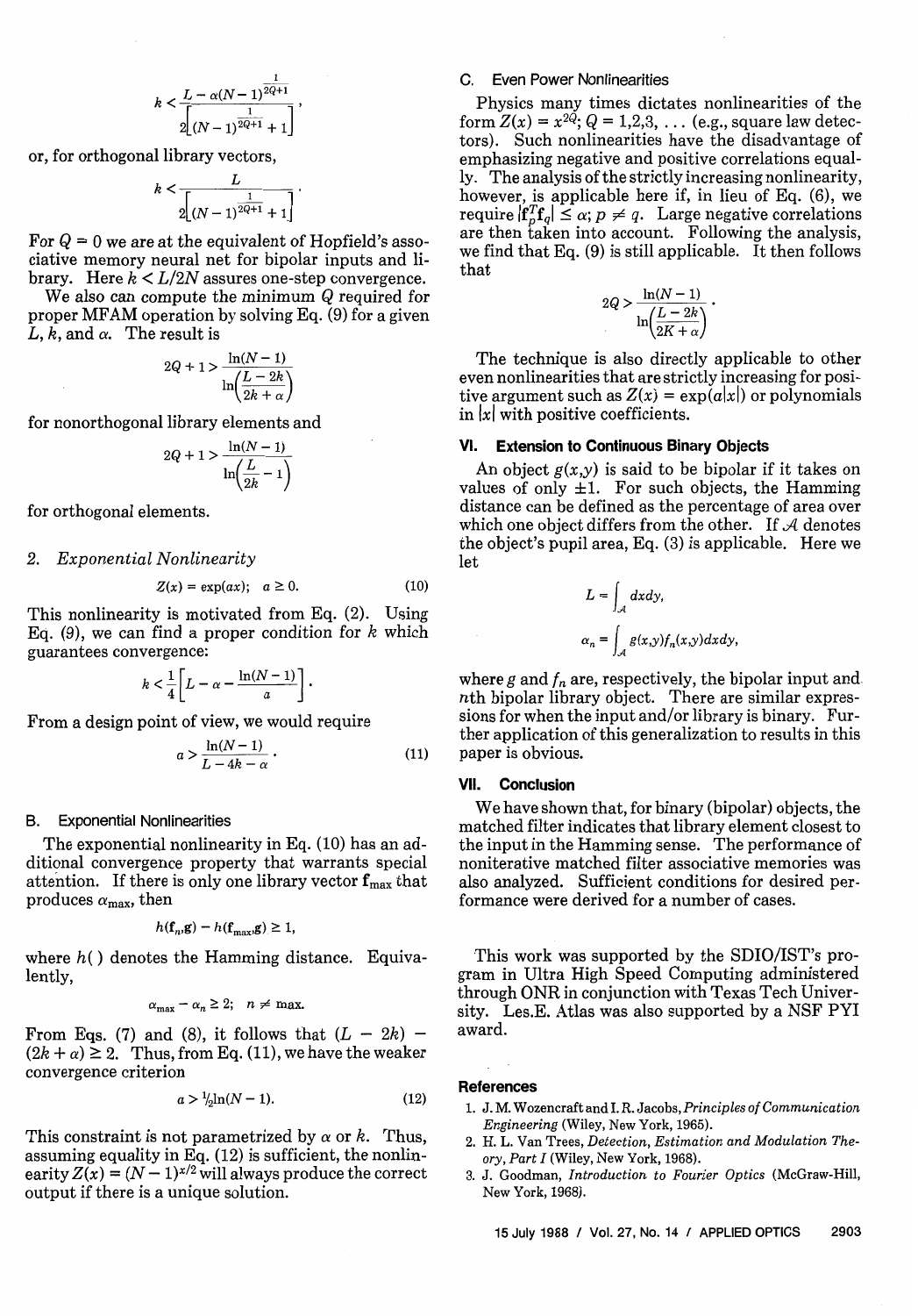$$k < \frac{L - \alpha(N-1)^{\frac{1}{2Q+1}}}{2\left[(N-1)^{\frac{1}{2Q+1}} + 1\right]},$$

or, for orthogonal library vectors,

$$k < \frac{L}{2\left[(N-1)^{\frac{1}{2Q+1}} + 1\right]}.$$

For $Q = 0$ we are at the equivalent of Hopfield's associative memory neural net for bipolar inputs and library. Here $k < L/2N$ assures one-step convergence.

We also can compute the minimum $Q$ required for proper MFAM operation by solving Eq. (9) for a given $L$, $k$, and $\alpha$. The result is

$$2Q + 1 > \frac{\ln(N-1)}{\ln\left(\frac{L-2k}{2k+\alpha}\right)}$$

for nonorthogonal library elements and

$$2Q + 1 > \frac{\ln(N-1)}{\ln\left(\frac{L}{2k} - 1\right)}$$

for orthogonal elements.

#### 2. *Exponential Nonlinearity*

$$Z(x) = \exp(ax); \quad a \geq 0. \tag{10}$$

This nonlinearity is motivated from Eq. (2). Using Eq. (9), we can find a proper condition for $k$ which guarantees convergence:

$$k < \frac{1}{4}\left[L - \alpha - \frac{\ln(N-1)}{a}\right].$$

From a design point of view, we would require

$$a > \frac{\ln(N-1)}{L - 4k - \alpha}. \tag{11}$$

### B. Exponential Nonlinearities

The exponential nonlinearity in Eq. (10) has an additional convergence property that warrants special attention. If there is only one library vector $\mathbf{f}_{\max}$ that produces $\alpha_{\max}$, then

$$h(\mathbf{f}_n,\mathbf{g}) - h(\mathbf{f}_{\max},\mathbf{g}) \geq 1,$$

where $h(\,)$ denotes the Hamming distance. Equivalently,

$$\alpha_{\max} - \alpha_n \geq 2; \quad n \neq \max.$$

From Eqs. (7) and (8), it follows that $(L - 2k) - (2k + \alpha) \geq 2$. Thus, from Eq. (11), we have the weaker convergence criterion

$$a > \tfrac{1}{2}\ln(N-1). \tag{12}$$

This constraint is not parametrized by $\alpha$ or $k$. Thus, assuming equality in Eq. (12) is sufficient, the nonlinearity $Z(x) = (N-1)^{x/2}$ will always produce the correct output if there is a unique solution.

### C. Even Power Nonlinearities

Physics many times dictates nonlinearities of the form $Z(x) = x^{2Q}$; $Q = 1,2,3, \ldots$ (e.g., square law detectors). Such nonlinearities have the disadvantage of emphasizing negative and positive correlations equally. The analysis of the strictly increasing nonlinearity, however, is applicable here if, in lieu of Eq. (6), we require $|\mathbf{f}_p^T\mathbf{f}_q| \leq \alpha$; $p \neq q$. Large negative correlations are then taken into account. Following the analysis, we find that Eq. (9) is still applicable. It then follows that

$$2Q > \frac{\ln(N-1)}{\ln\left(\frac{L-2k}{2K+\alpha}\right)}.$$

The technique is also directly applicable to other even nonlinearities that are strictly increasing for positive argument such as $Z(x) = \exp(a|x|)$ or polynomials in $|x|$ with positive coefficients.

## VI. Extension to Continuous Binary Objects

An object $g(x,y)$ is said to be bipolar if it takes on values of only $\pm 1$. For such objects, the Hamming distance can be defined as the percentage of area over which one object differs from the other. If $\mathcal{A}$ denotes the object's pupil area, Eq. (3) is applicable. Here we let

$$L = \int_{\mathcal{A}} dxdy,$$

$$\alpha_n = \int_{\mathcal{A}} g(x,y) f_n(x,y) dxdy,$$

where $g$ and $f_n$ are, respectively, the bipolar input and $n$th bipolar library object. There are similar expressions for when the input and/or library is binary. Further application of this generalization to results in this paper is obvious.

## VII. Conclusion

We have shown that, for binary (bipolar) objects, the matched filter indicates that library element closest to the input in the Hamming sense. The performance of noniterative matched filter associative memories was also analyzed. Sufficient conditions for desired performance were derived for a number of cases.

This work was supported by the SDIO/IST's program in Ultra High Speed Computing administered through ONR in conjunction with Texas Tech University. Les.E. Atlas was also supported by a NSF PYI award.

## References

1. J. M. Wozencraft and I. R. Jacobs, *Principles of Communication Engineering* (Wiley, New York, 1965).
2. H. L. Van Trees, *Detection, Estimation and Modulation Theory, Part I* (Wiley, New York, 1968).
3. J. Goodman, *Introduction to Fourier Optics* (McGraw-Hill, New York, 1968).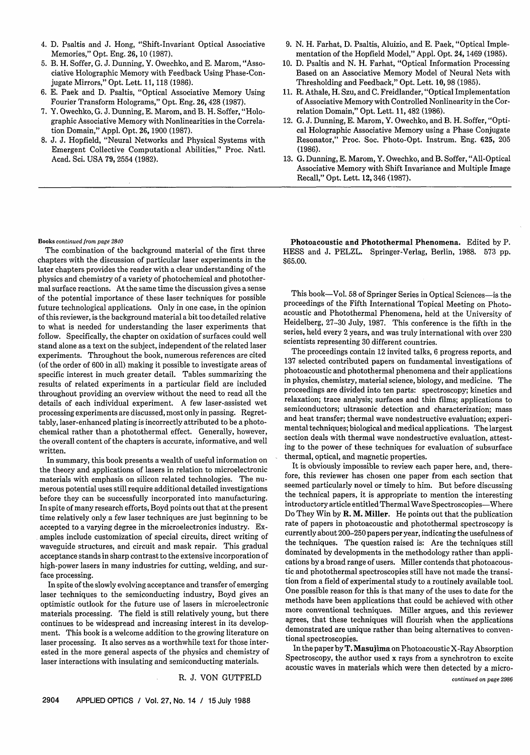4. D. Psaltis and J. Hong, "Shift-Invariant Optical Associative Memories," Opt. Eng. **26**, 10 (1987).
5. B. H. Soffer, G. J. Dunning, Y. Owechko, and E. Marom, "Associative Holographic Memory with Feedback Using Phase-Conjugate Mirrors," Opt. Lett. **11**, 118 (1986).
6. E. Paek and D. Psaltis, "Optical Associative Memory Using Fourier Transform Holograms," Opt. Eng. **26**, 428 (1987).
7. Y. Owechko, G. J. Dunning, E. Marom, and B. H. Soffer, "Holographic Associative Memory with Nonlinearities in the Correlation Domain," Appl. Opt. **26**, 1900 (1987).
8. J. J. Hopfield, "Neural Networks and Physical Systems with Emergent Collective Computational Abilities," Proc. Natl. Acad. Sci. USA **79**, 2554 (1982).
9. N. H. Farhat, D. Psaltis, Aluizio, and E. Paek, "Optical Implementation of the Hopfield Model," Appl. Opt. **24**, 1469 (1985).
10. D. Psaltis and N. H. Farhat, "Optical Information Processing Based on an Associative Memory Model of Neural Nets with Thresholding and Feedback," Opt. Lett. **10**, 98 (1985).
11. R. Athale, H. Szu, and C. Freidlander, "Optical Implementation of Associative Memory with Controlled Nonlinearity in the Correlation Domain," Opt. Lett. **11**, 482 (1986).
12. G. J. Dunning, E. Marom, Y. Owechko, and B. H. Soffer, "Optical Holographic Associative Memory using a Phase Conjugate Resonator," Proc. Soc. Photo-Opt. Instrum. Eng. **625**, 205 (1986).
13. G. Dunning, E. Marom, Y. Owechko, and B. Soffer, "All-Optical Associative Memory with Shift Invariance and Multiple Image Recall," Opt. Lett. **12**, 346 (1987).

---

**Books** *continued from page 2840*

The combination of the background material of the first three chapters with the discussion of particular laser experiments in the later chapters provides the reader with a clear understanding of the physics and chemistry of a variety of photochemical and photothermal surface reactions. At the same time the discussion gives a sense of the potential importance of these laser techniques for possible future technological applications. Only in one case, in the opinion of this reviewer, is the background material a bit too detailed relative to what is needed for understanding the laser experiments that follow. Specifically, the chapter on oxidation of surfaces could well stand alone as a text on the subject, independent of the related laser experiments. Throughout the book, numerous references are cited (of the order of 600 in all) making it possible to investigate areas of specific interest in much greater detail. Tables summarizing the results of related experiments in a particular field are included throughout providing an overview without the need to read all the details of each individual experiment. A few laser-assisted wet processing experiments are discussed, most only in passing. Regrettably, laser-enhanced plating is incorrectly attributed to be a photochemical rather than a photothermal effect. Generally, however, the overall content of the chapters is accurate, informative, and well written.

In summary, this book presents a wealth of useful information on the theory and applications of lasers in relation to microelectronic materials with emphasis on silicon related technologies. The numerous potential uses still require additional detailed investigations before they can be successfully incorporated into manufacturing. In spite of many research efforts, Boyd points out that at the present time relatively only a few laser techniques are just beginning to be accepted to a varying degree in the microelectronics industry. Examples include customization of special circuits, direct writing of waveguide structures, and circuit and mask repair. This gradual acceptance stands in sharp contrast to the extensive incorporation of high-power lasers in many industries for cutting, welding, and surface processing.

In spite of the slowly evolving acceptance and transfer of emerging laser techniques to the semiconducting industry, Boyd gives an optimistic outlook for the future use of lasers in microelectronic materials processing. The field is still relatively young, but there continues to be widespread and increasing interest in its development. This book is a welcome addition to the growing literature on laser processing. It also serves as a worthwhile text for those interested in the more general aspects of the physics and chemistry of laser interactions with insulating and semiconducting materials.

R. J. VON GUTFELD

**Photoacoustic and Photothermal Phenomena.** Edited by P. HESS and J. PELZL. Springer-Verlag, Berlin, 1988. 573 pp. $65.00.

This book—Vol. 58 of Springer Series in Optical Sciences—is the proceedings of the Fifth International Topical Meeting on Photoacoustic and Photothermal Phenomena, held at the University of Heidelberg, 27–30 July, 1987. This conference is the fifth in the series, held every 2 years, and was truly international with over 230 scientists representing 30 different countries.

The proceedings contain 12 invited talks, 6 progress reports, and 137 selected contributed papers on fundamental investigations of photoacoustic and photothermal phenomena and their applications in physics, chemistry, material science, biology, and medicine. The proceedings are divided into ten parts: spectroscopy; kinetics and relaxation; trace analysis; surfaces and thin films; applications to semiconductors; ultrasonic detection and characterization; mass and heat transfer; thermal wave nondestructive evaluation; experimental techniques; biological and medical applications. The largest section deals with thermal wave nondestructive evaluation, attesting to the power of these techniques for evaluation of subsurface thermal, optical, and magnetic properties.

It is obviously impossible to review each paper here, and, therefore, this reviewer has chosen one paper from each section that seemed particularly novel or timely to him. But before discussing the technical papers, it is appropriate to mention the interesting introductory article entitled Thermal Wave Spectroscopies—Where Do They Win by **R. M. Miller**. He points out that the publication rate of papers in photoacoustic and photothermal spectroscopy is currently about 200–250 papers per year, indicating the usefulness of the techniques. The question raised is: Are the techniques still dominated by developments in the methodology rather than applications by a broad range of users. Miller contends that photoacoustic and photothermal spectroscopies still have not made the transition from a field of experimental study to a routinely available tool. One possible reason for this is that many of the uses to date for the methods have been applications that could be achieved with other more conventional techniques. Miller argues, and this reviewer agrees, that these techniques will flourish when the applications demonstrated are unique rather than being alternatives to conventional spectroscopies.

In the paper by **T. Masujima** on Photoacoustic X-Ray Absorption Spectroscopy, the author used x rays from a synchrotron to excite acoustic waves in materials which were then detected by a micro-

*continued on page 2986*